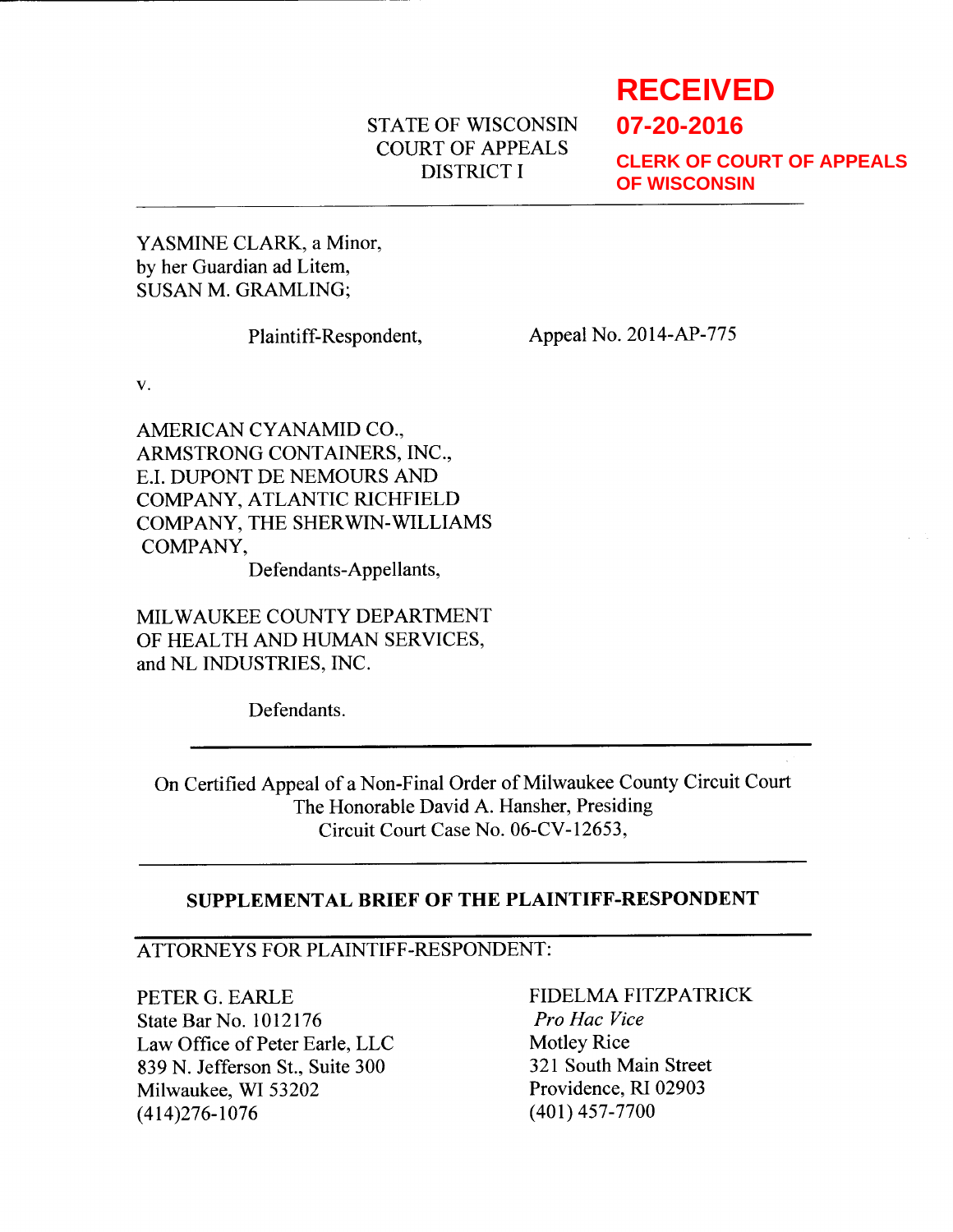**RECEIVED**
**07-20-2016**
**CLERK OF COURT OF APPEALS OF WISCONSIN**

STATE OF WISCONSIN
COURT OF APPEALS
DISTRICT I

---

YASMINE CLARK, a Minor,
by her Guardian ad Litem,
SUSAN M. GRAMLING;

Plaintiff-Respondent,

Appeal No. 2014-AP-775

v.

AMERICAN CYANAMID CO.,
ARMSTRONG CONTAINERS, INC.,
E.I. DUPONT DE NEMOURS AND
COMPANY, ATLANTIC RICHFIELD
COMPANY, THE SHERWIN-WILLIAMS
COMPANY,

Defendants-Appellants,

MILWAUKEE COUNTY DEPARTMENT
OF HEALTH AND HUMAN SERVICES,
and NL INDUSTRIES, INC.

Defendants.

---

On Certified Appeal of a Non-Final Order of Milwaukee County Circuit Court
The Honorable David A. Hansher, Presiding
Circuit Court Case No. 06-CV-12653,

---

**SUPPLEMENTAL BRIEF OF THE PLAINTIFF-RESPONDENT**

---

ATTORNEYS FOR PLAINTIFF-RESPONDENT:

PETER G. EARLE
State Bar No. 1012176
Law Office of Peter Earle, LLC
839 N. Jefferson St., Suite 300
Milwaukee, WI 53202
(414)276-1076

FIDELMA FITZPATRICK
*Pro Hac Vice*
Motley Rice
321 South Main Street
Providence, RI 02903
(401) 457-7700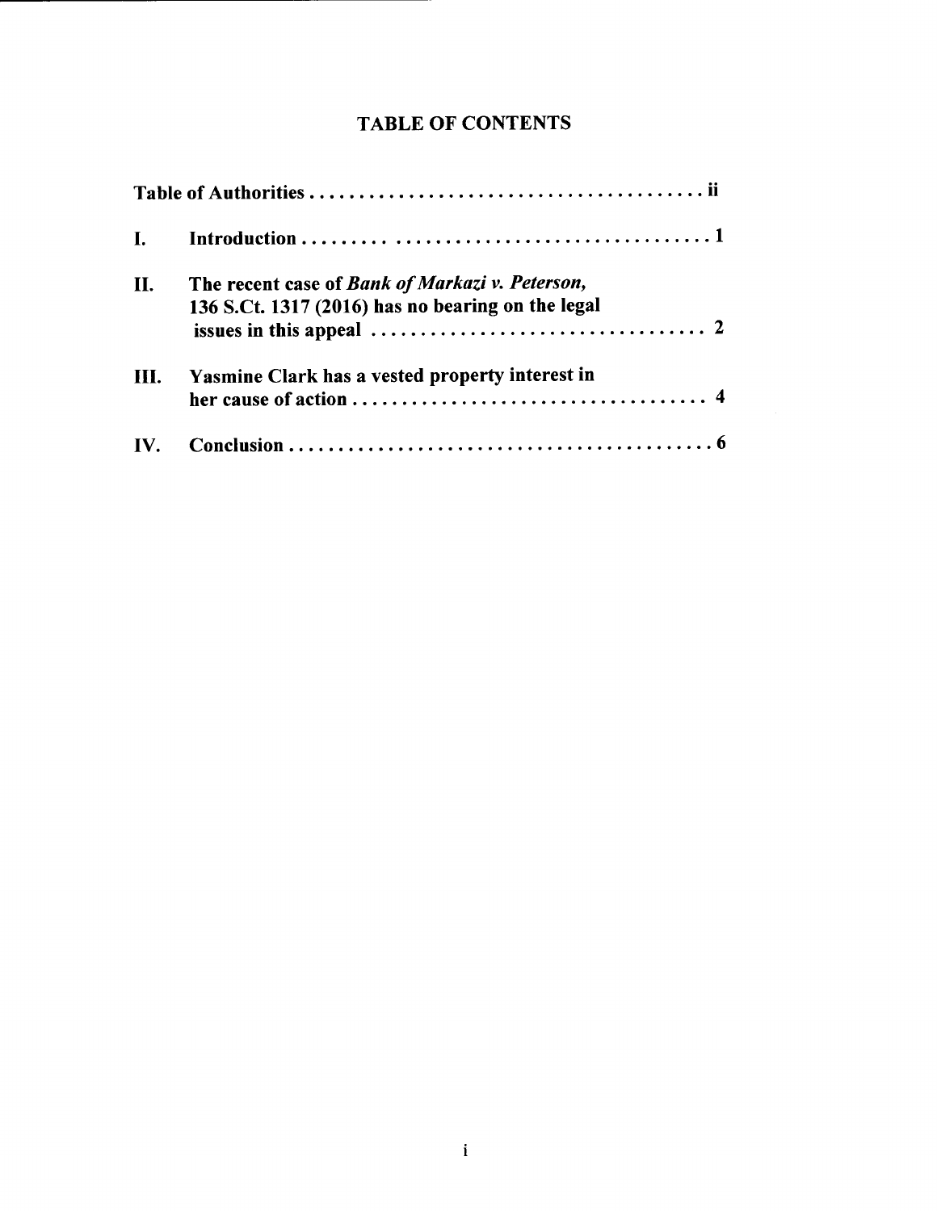# TABLE OF CONTENTS

**Table of Authorities . . . . . . . . . . . . . . . . . . . . . . . . . . . . . . . . . . . . . . . . ii**

**I. Introduction . . . . . . . . . . . . . . . . . . . . . . . . . . . . . . . . . . . . . . . . . . 1**

**II. The recent case of *Bank of Markazi v. Peterson*, 136 S.Ct. 1317 (2016) has no bearing on the legal issues in this appeal . . . . . . . . . . . . . . . . . . . . . . . . . . . . . . . . . 2**

**III. Yasmine Clark has a vested property interest in her cause of action . . . . . . . . . . . . . . . . . . . . . . . . . . . . . . . . . . . 4**

**IV. Conclusion . . . . . . . . . . . . . . . . . . . . . . . . . . . . . . . . . . . . . . . . . . . 6**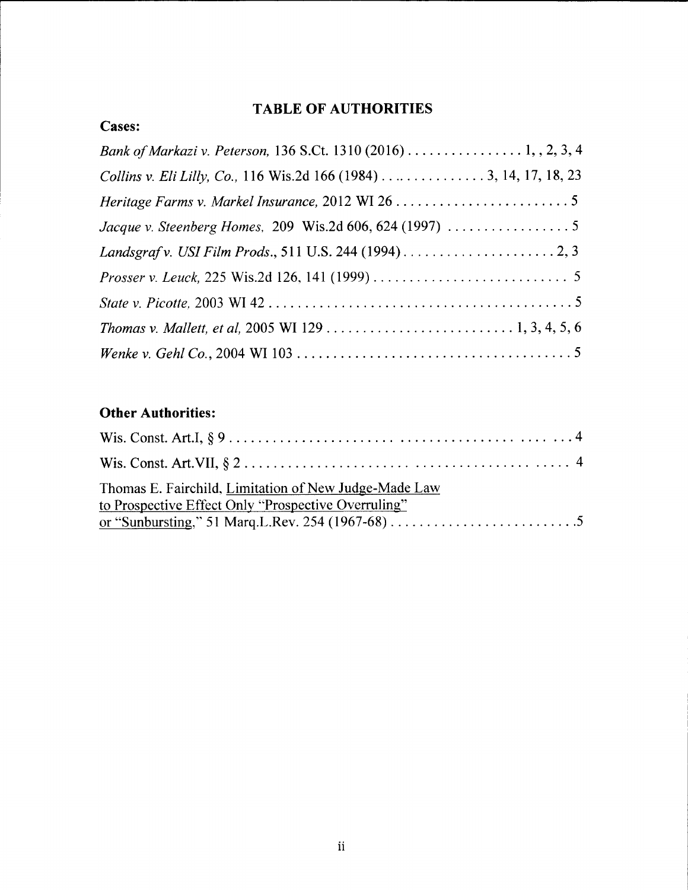# TABLE OF AUTHORITIES

**Cases:**

*Bank of Markazi v. Peterson,* 136 S.Ct. 1310 (2016) . . . . . . . . . . . . . . . . 1, , 2, 3, 4

*Collins v. Eli Lilly, Co.,* 116 Wis.2d 166 (1984) . . .. . . . . . . . . . . . . 3, 14, 17, 18, 23

*Heritage Farms v. Markel Insurance,* 2012 WI 26 . . . . . . . . . . . . . . . . . . . . . . . . 5

*Jacque v. Steenberg Homes,* 209 Wis.2d 606, 624 (1997) . . . . . . . . . . . . . . . . . 5

*Landsgraf v. USI Film Prods.,* 511 U.S. 244 (1994) . . . . . . . . . . . . . . . . . . . . . 2, 3

*Prosser v. Leuck,* 225 Wis.2d 126, 141 (1999) . . . . . . . . . . . . . . . . . . . . . . . . . . 5

*State v. Picotte,* 2003 WI 42 . . . . . . . . . . . . . . . . . . . . . . . . . . . . . . . . . . . . . . . . . 5

*Thomas v. Mallett, et al,* 2005 WI 129 . . . . . . . . . . . . . . . . . . . . . . . . . . 1, 3, 4, 5, 6

*Wenke v. Gehl Co.,* 2004 WI 103 . . . . . . . . . . . . . . . . . . . . . . . . . . . . . . . . . . . . . 5

**Other Authorities:**

Wis. Const. Art.I, § 9 . . . . . . . . . . . . . . . . . . . . . . . . . . . . . . . . . . . . . . . . . . . . . . 4

Wis. Const. Art.VII, § 2 . . . . . . . . . . . . . . . . . . . . . . . . . . . . . . . . . . . . . . . . . . . . 4

Thomas E. Fairchild, Limitation of New Judge-Made Law to Prospective Effect Only "Prospective Overruling" or "Sunbursting," 51 Marq.L.Rev. 254 (1967-68) . . . . . . . . . . . . . . . . . . . . . . . . . .5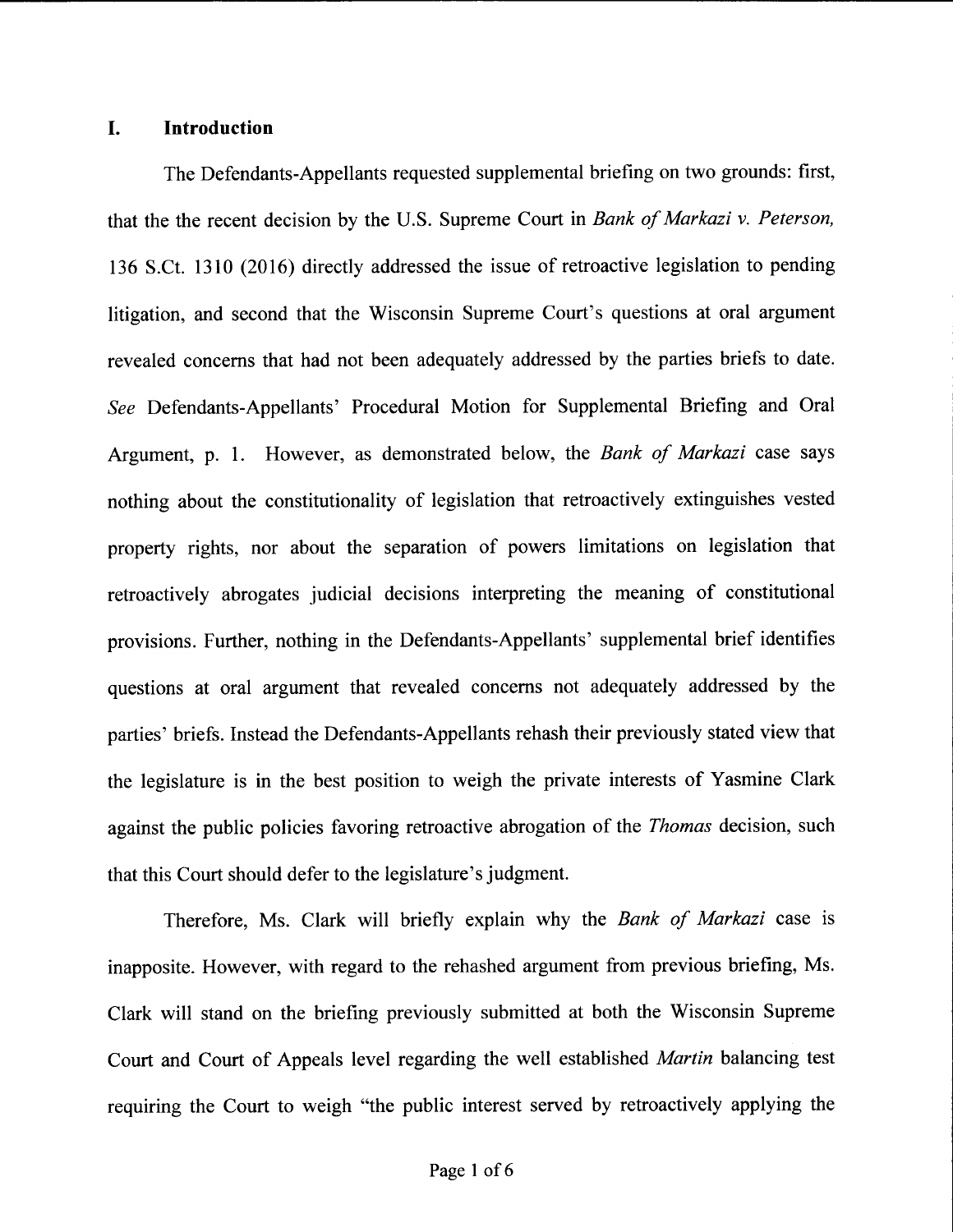## I. Introduction

The Defendants-Appellants requested supplemental briefing on two grounds: first, that the the recent decision by the U.S. Supreme Court in *Bank of Markazi v. Peterson,* 136 S.Ct. 1310 (2016) directly addressed the issue of retroactive legislation to pending litigation, and second that the Wisconsin Supreme Court's questions at oral argument revealed concerns that had not been adequately addressed by the parties briefs to date. *See* Defendants-Appellants' Procedural Motion for Supplemental Briefing and Oral Argument, p. 1. However, as demonstrated below, the *Bank of Markazi* case says nothing about the constitutionality of legislation that retroactively extinguishes vested property rights, nor about the separation of powers limitations on legislation that retroactively abrogates judicial decisions interpreting the meaning of constitutional provisions. Further, nothing in the Defendants-Appellants' supplemental brief identifies questions at oral argument that revealed concerns not adequately addressed by the parties' briefs. Instead the Defendants-Appellants rehash their previously stated view that the legislature is in the best position to weigh the private interests of Yasmine Clark against the public policies favoring retroactive abrogation of the *Thomas* decision, such that this Court should defer to the legislature's judgment.

Therefore, Ms. Clark will briefly explain why the *Bank of Markazi* case is inapposite. However, with regard to the rehashed argument from previous briefing, Ms. Clark will stand on the briefing previously submitted at both the Wisconsin Supreme Court and Court of Appeals level regarding the well established *Martin* balancing test requiring the Court to weigh "the public interest served by retroactively applying the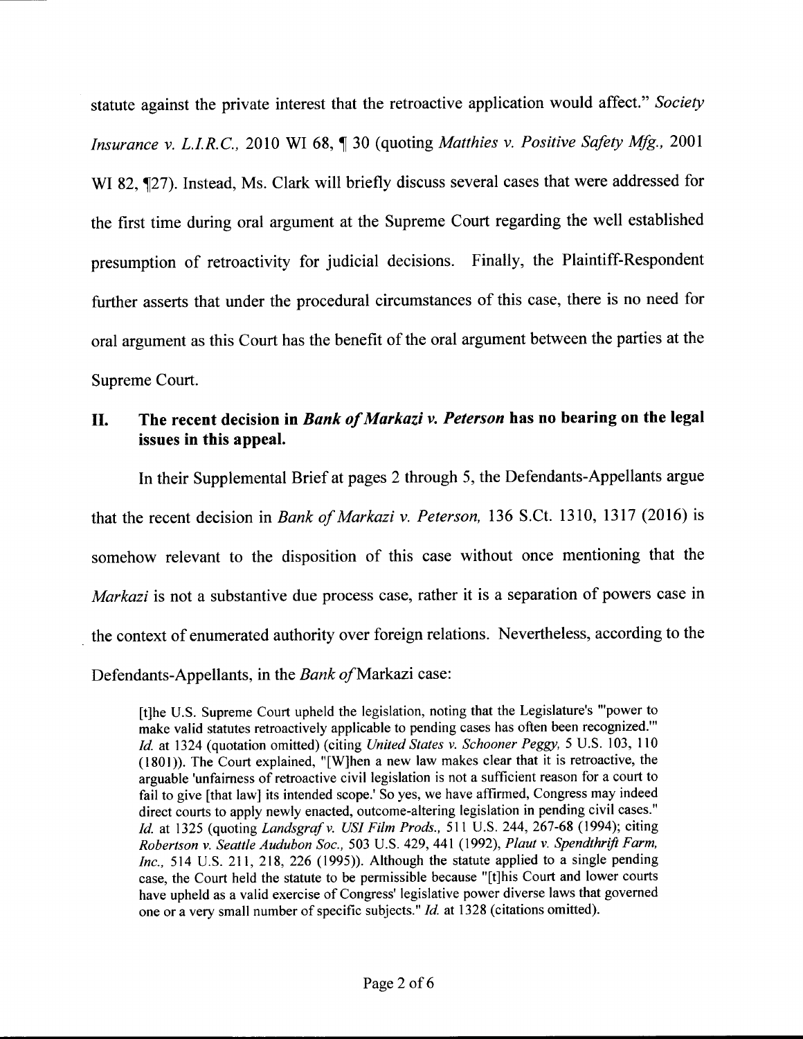statute against the private interest that the retroactive application would affect." *Society Insurance v. L.I.R.C.*, 2010 WI 68, ¶ 30 (quoting *Matthies v. Positive Safety Mfg.*, 2001 WI 82, ¶27). Instead, Ms. Clark will briefly discuss several cases that were addressed for the first time during oral argument at the Supreme Court regarding the well established presumption of retroactivity for judicial decisions. Finally, the Plaintiff-Respondent further asserts that under the procedural circumstances of this case, there is no need for oral argument as this Court has the benefit of the oral argument between the parties at the Supreme Court.

## II. The recent decision in *Bank of Markazi v. Peterson* has no bearing on the legal issues in this appeal.

In their Supplemental Brief at pages 2 through 5, the Defendants-Appellants argue that the recent decision in *Bank of Markazi v. Peterson,* 136 S.Ct. 1310, 1317 (2016) is somehow relevant to the disposition of this case without once mentioning that the *Markazi* is not a substantive due process case, rather it is a separation of powers case in the context of enumerated authority over foreign relations. Nevertheless, according to the Defendants-Appellants, in the *Bank of* Markazi case:

> [t]he U.S. Supreme Court upheld the legislation, noting that the Legislature's "'power to make valid statutes retroactively applicable to pending cases has often been recognized.'" *Id.* at 1324 (quotation omitted) (citing *United States v. Schooner Peggy,* 5 U.S. 103, 110 (1801)). The Court explained, "[W]hen a new law makes clear that it is retroactive, the arguable 'unfairness of retroactive civil legislation is not a sufficient reason for a court to fail to give [that law] its intended scope.' So yes, we have affirmed, Congress may indeed direct courts to apply newly enacted, outcome-altering legislation in pending civil cases." *Id.* at 1325 (quoting *Landsgraf v. USI Film Prods.,* 511 U.S. 244, 267-68 (1994); citing *Robertson v. Seattle Audubon Soc.,* 503 U.S. 429, 441 (1992), *Plaut v. Spendthrift Farm, Inc.,* 514 U.S. 211, 218, 226 (1995)). Although the statute applied to a single pending case, the Court held the statute to be permissible because "[t]his Court and lower courts have upheld as a valid exercise of Congress' legislative power diverse laws that governed one or a very small number of specific subjects." *Id.* at 1328 (citations omitted).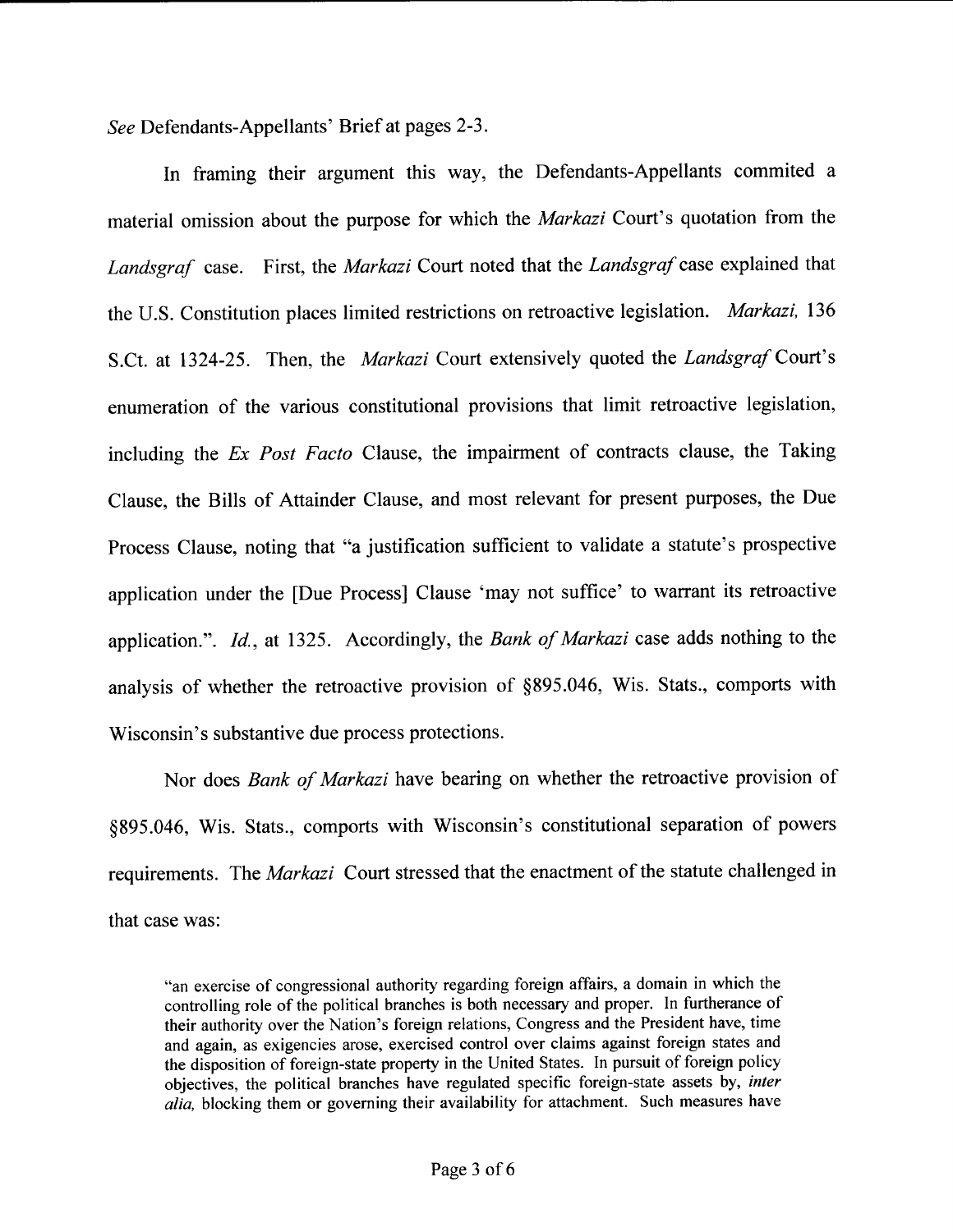*See* Defendants-Appellants' Brief at pages 2-3.

In framing their argument this way, the Defendants-Appellants commited a material omission about the purpose for which the *Markazi* Court's quotation from the *Landsgraf* case. First, the *Markazi* Court noted that the *Landsgraf* case explained that the U.S. Constitution places limited restrictions on retroactive legislation. *Markazi,* 136 S.Ct. at 1324-25. Then, the *Markazi* Court extensively quoted the *Landsgraf* Court's enumeration of the various constitutional provisions that limit retroactive legislation, including the *Ex Post Facto* Clause, the impairment of contracts clause, the Taking Clause, the Bills of Attainder Clause, and most relevant for present purposes, the Due Process Clause, noting that "a justification sufficient to validate a statute's prospective application under the [Due Process] Clause 'may not suffice' to warrant its retroactive application.". *Id.*, at 1325. Accordingly, the *Bank of Markazi* case adds nothing to the analysis of whether the retroactive provision of §895.046, Wis. Stats., comports with Wisconsin's substantive due process protections.

Nor does *Bank of Markazi* have bearing on whether the retroactive provision of §895.046, Wis. Stats., comports with Wisconsin's constitutional separation of powers requirements. The *Markazi* Court stressed that the enactment of the statute challenged in that case was:

> "an exercise of congressional authority regarding foreign affairs, a domain in which the controlling role of the political branches is both necessary and proper. In furtherance of their authority over the Nation's foreign relations, Congress and the President have, time and again, as exigencies arose, exercised control over claims against foreign states and the disposition of foreign-state property in the United States. In pursuit of foreign policy objectives, the political branches have regulated specific foreign-state assets by, *inter alia,* blocking them or governing their availability for attachment. Such measures have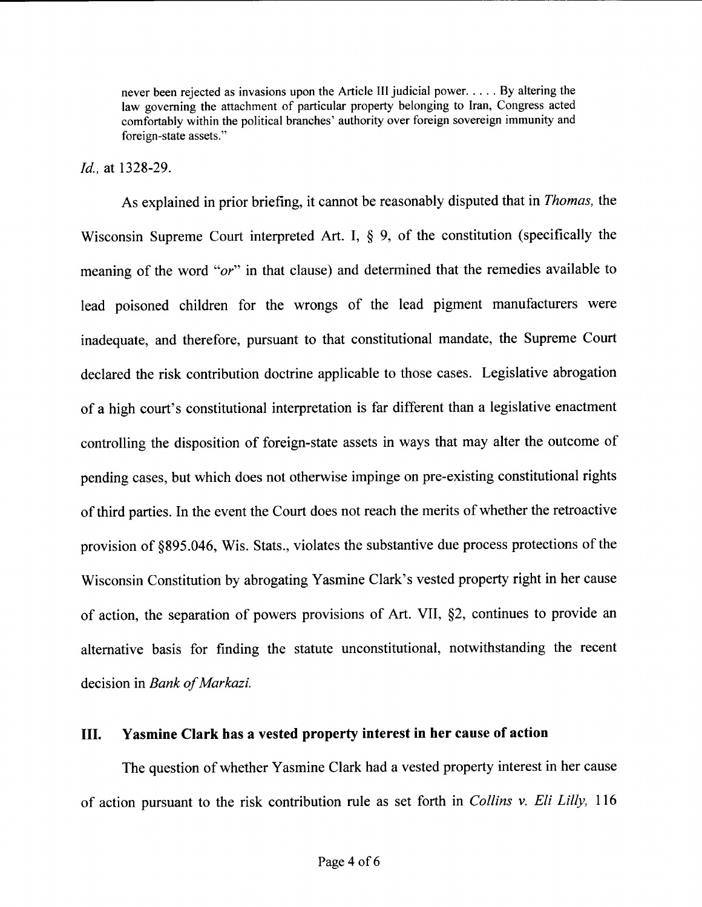> never been rejected as invasions upon the Article III judicial power. . . . . By altering the law governing the attachment of particular property belonging to Iran, Congress acted comfortably within the political branches' authority over foreign sovereign immunity and foreign-state assets."

*Id.*, at 1328-29.

As explained in prior briefing, it cannot be reasonably disputed that in *Thomas,* the Wisconsin Supreme Court interpreted Art. I, § 9, of the constitution (specifically the meaning of the word "*or*" in that clause) and determined that the remedies available to lead poisoned children for the wrongs of the lead pigment manufacturers were inadequate, and therefore, pursuant to that constitutional mandate, the Supreme Court declared the risk contribution doctrine applicable to those cases. Legislative abrogation of a high court's constitutional interpretation is far different than a legislative enactment controlling the disposition of foreign-state assets in ways that may alter the outcome of pending cases, but which does not otherwise impinge on pre-existing constitutional rights of third parties. In the event the Court does not reach the merits of whether the retroactive provision of §895.046, Wis. Stats., violates the substantive due process protections of the Wisconsin Constitution by abrogating Yasmine Clark's vested property right in her cause of action, the separation of powers provisions of Art. VII, §2, continues to provide an alternative basis for finding the statute unconstitutional, notwithstanding the recent decision in *Bank of Markazi.*

## III. Yasmine Clark has a vested property interest in her cause of action

The question of whether Yasmine Clark had a vested property interest in her cause of action pursuant to the risk contribution rule as set forth in *Collins v. Eli Lilly,* 116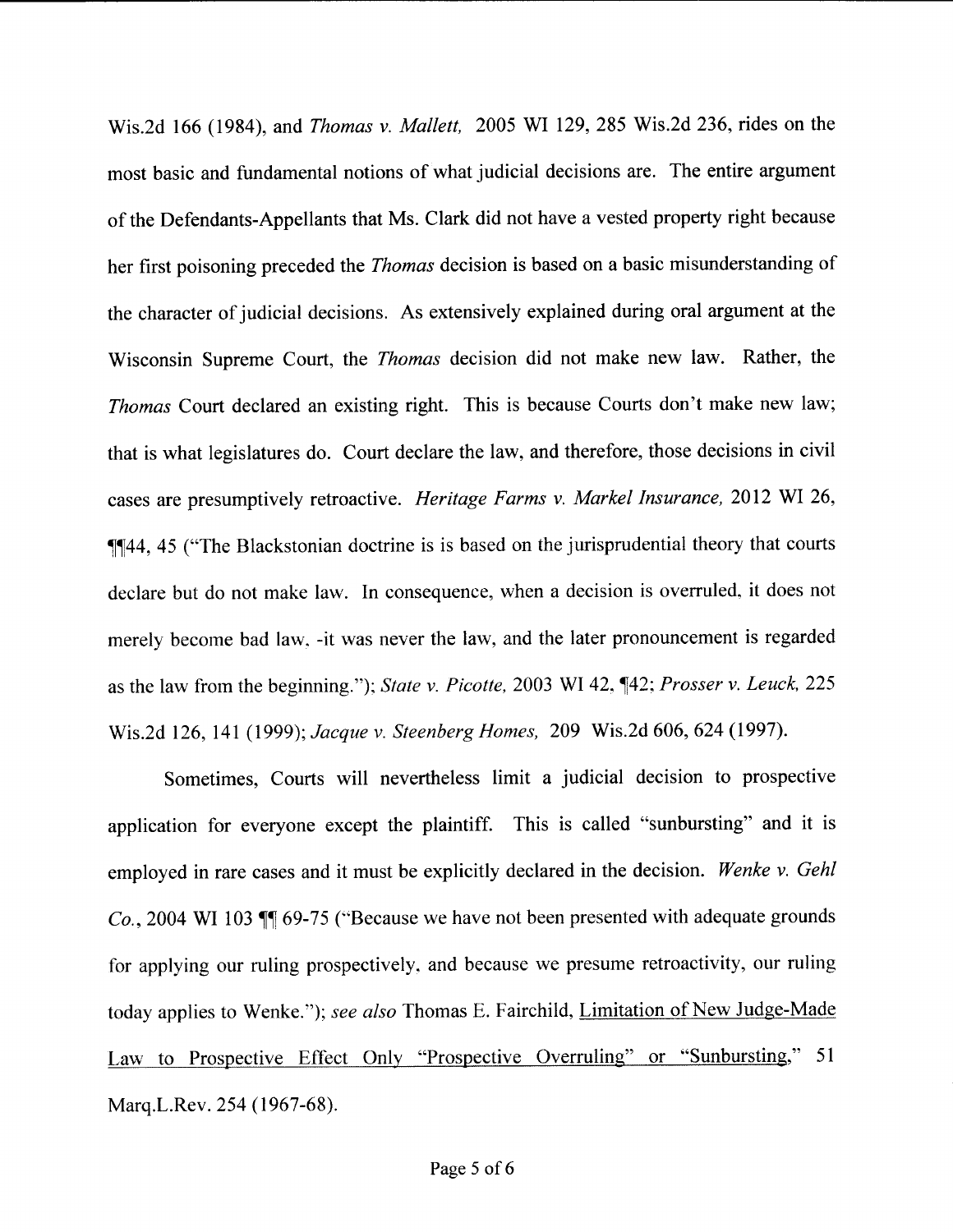Wis.2d 166 (1984), and *Thomas v. Mallett,* 2005 WI 129, 285 Wis.2d 236, rides on the most basic and fundamental notions of what judicial decisions are. The entire argument of the Defendants-Appellants that Ms. Clark did not have a vested property right because her first poisoning preceded the *Thomas* decision is based on a basic misunderstanding of the character of judicial decisions. As extensively explained during oral argument at the Wisconsin Supreme Court, the *Thomas* decision did not make new law. Rather, the *Thomas* Court declared an existing right. This is because Courts don't make new law; that is what legislatures do. Court declare the law, and therefore, those decisions in civil cases are presumptively retroactive. *Heritage Farms v. Markel Insurance,* 2012 WI 26, ¶¶44, 45 ("The Blackstonian doctrine is is based on the jurisprudential theory that courts declare but do not make law. In consequence, when a decision is overruled, it does not merely become bad law, -it was never the law, and the later pronouncement is regarded as the law from the beginning."); *State v. Picotte,* 2003 WI 42, ¶42; *Prosser v. Leuck,* 225 Wis.2d 126, 141 (1999); *Jacque v. Steenberg Homes,* 209 Wis.2d 606, 624 (1997).

Sometimes, Courts will nevertheless limit a judicial decision to prospective application for everyone except the plaintiff. This is called "sunbursting" and it is employed in rare cases and it must be explicitly declared in the decision. *Wenke v. Gehl Co.,* 2004 WI 103 ¶¶ 69-75 ("Because we have not been presented with adequate grounds for applying our ruling prospectively, and because we presume retroactivity, our ruling today applies to Wenke."); *see also* Thomas E. Fairchild, Limitation of New Judge-Made Law to Prospective Effect Only "Prospective Overruling" or "Sunbursting," 51 Marq.L.Rev. 254 (1967-68).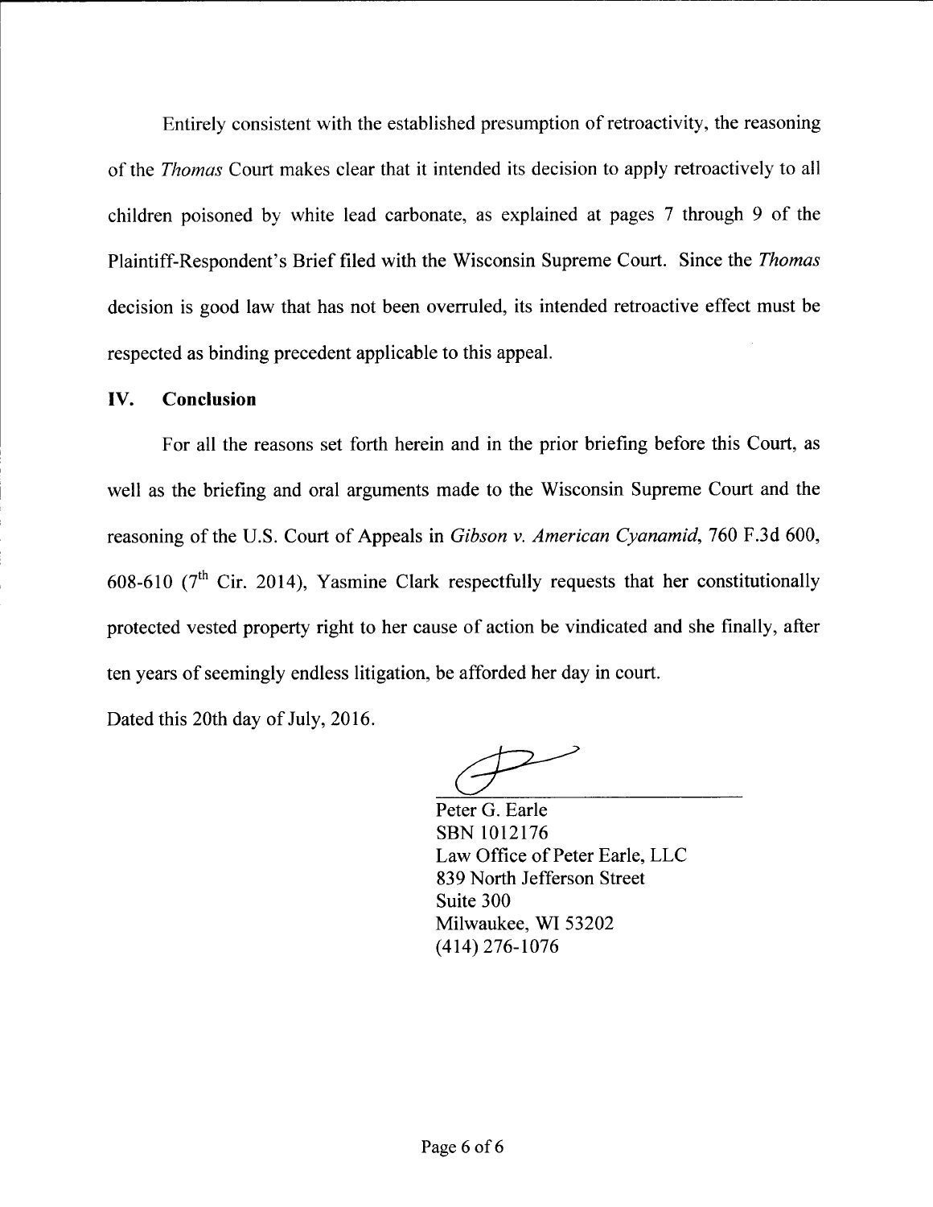Entirely consistent with the established presumption of retroactivity, the reasoning of the *Thomas* Court makes clear that it intended its decision to apply retroactively to all children poisoned by white lead carbonate, as explained at pages 7 through 9 of the Plaintiff-Respondent's Brief filed with the Wisconsin Supreme Court. Since the *Thomas* decision is good law that has not been overruled, its intended retroactive effect must be respected as binding precedent applicable to this appeal.

## IV. Conclusion

For all the reasons set forth herein and in the prior briefing before this Court, as well as the briefing and oral arguments made to the Wisconsin Supreme Court and the reasoning of the U.S. Court of Appeals in *Gibson v. American Cyanamid*, 760 F.3d 600, 608-610 (7th Cir. 2014), Yasmine Clark respectfully requests that her constitutionally protected vested property right to her cause of action be vindicated and she finally, after ten years of seemingly endless litigation, be afforded her day in court.

Dated this 20th day of July, 2016.

Peter G. Earle
SBN 1012176
Law Office of Peter Earle, LLC
839 North Jefferson Street
Suite 300
Milwaukee, WI 53202
(414) 276-1076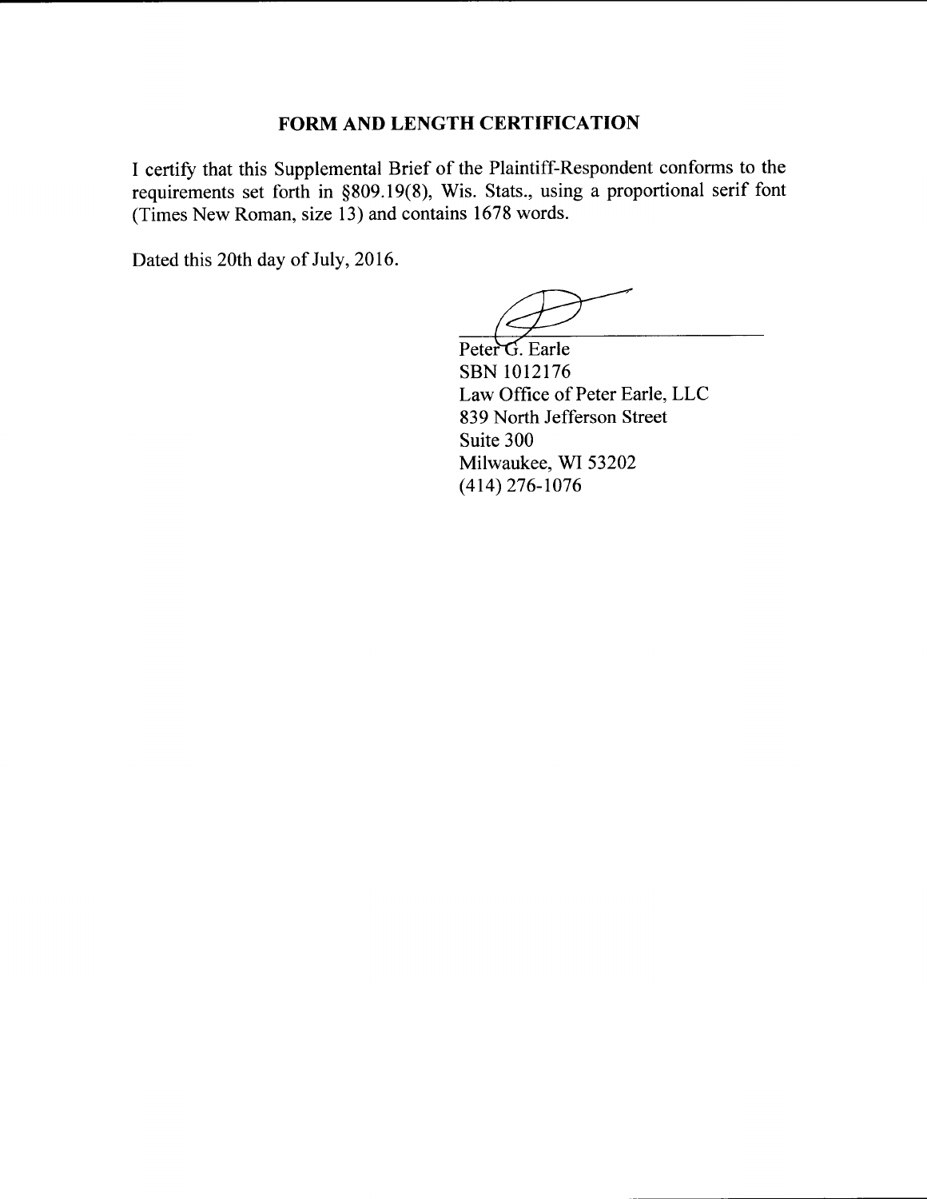## FORM AND LENGTH CERTIFICATION

I certify that this Supplemental Brief of the Plaintiff-Respondent conforms to the requirements set forth in §809.19(8), Wis. Stats., using a proportional serif font (Times New Roman, size 13) and contains 1678 words.

Dated this 20th day of July, 2016.

Peter G. Earle
SBN 1012176
Law Office of Peter Earle, LLC
839 North Jefferson Street
Suite 300
Milwaukee, WI 53202
(414) 276-1076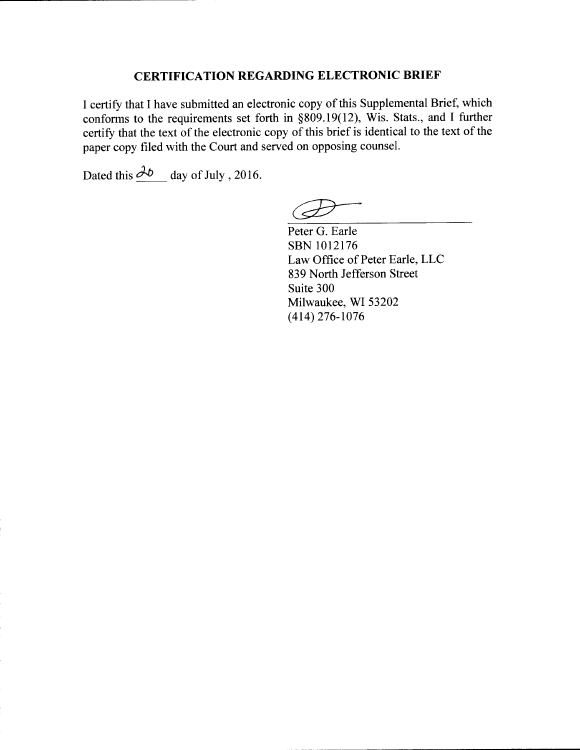## CERTIFICATION REGARDING ELECTRONIC BRIEF

I certify that I have submitted an electronic copy of this Supplemental Brief, which conforms to the requirements set forth in §809.19(12), Wis. Stats., and I further certify that the text of the electronic copy of this brief is identical to the text of the paper copy filed with the Court and served on opposing counsel.

Dated this 26 day of July , 2016.

Peter G. Earle
SBN 1012176
Law Office of Peter Earle, LLC
839 North Jefferson Street
Suite 300
Milwaukee, WI 53202
(414) 276-1076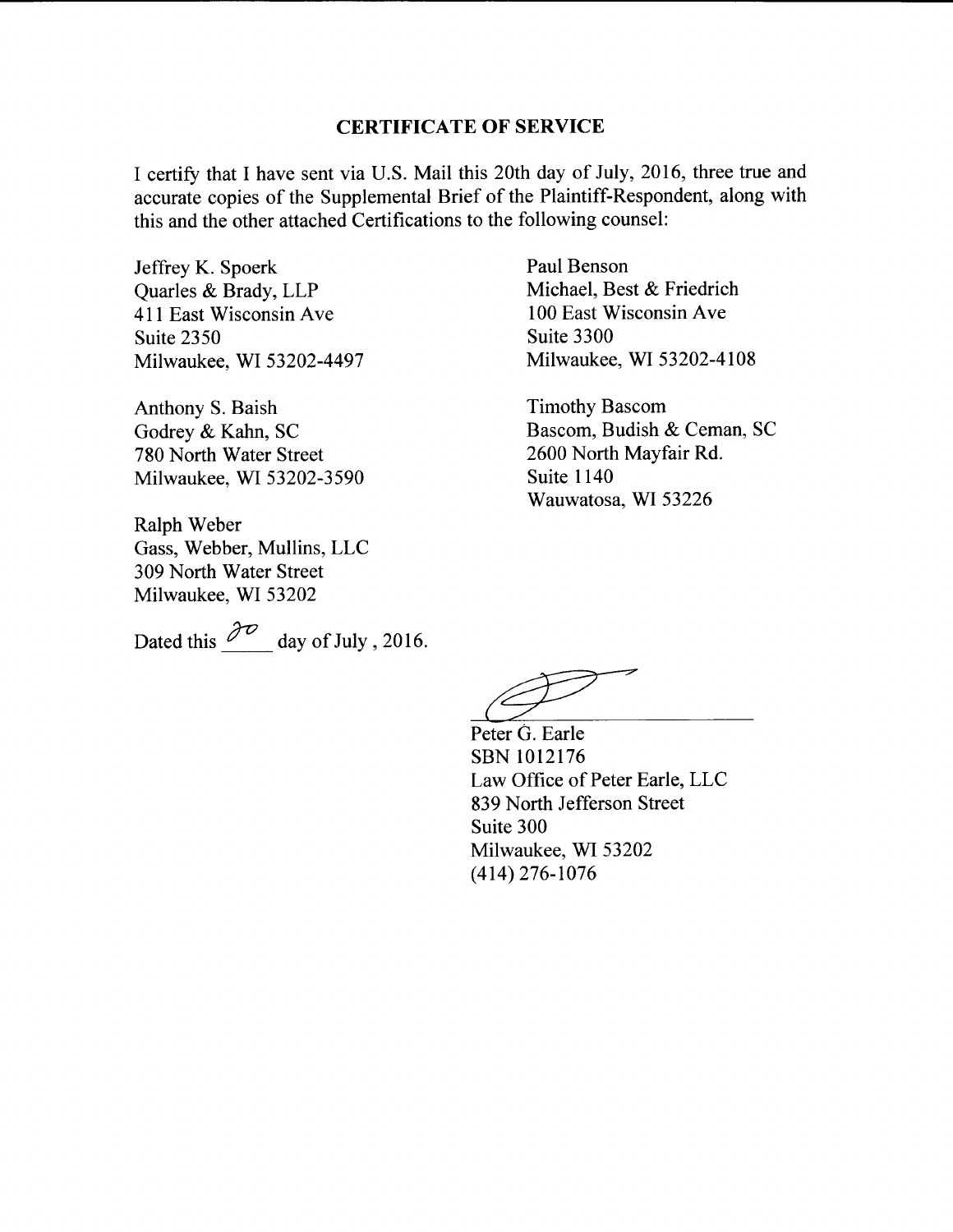## CERTIFICATE OF SERVICE

I certify that I have sent via U.S. Mail this 20th day of July, 2016, three true and accurate copies of the Supplemental Brief of the Plaintiff-Respondent, along with this and the other attached Certifications to the following counsel:

Jeffrey K. Spoerk
Quarles & Brady, LLP
411 East Wisconsin Ave
Suite 2350
Milwaukee, WI 53202-4497

Paul Benson
Michael, Best & Friedrich
100 East Wisconsin Ave
Suite 3300
Milwaukee, WI 53202-4108

Anthony S. Baish
Godrey & Kahn, SC
780 North Water Street
Milwaukee, WI 53202-3590

Timothy Bascom
Bascom, Budish & Ceman, SC
2600 North Mayfair Rd.
Suite 1140
Wauwatosa, WI 53226

Ralph Weber
Gass, Webber, Mullins, LLC
309 North Water Street
Milwaukee, WI 53202

Dated this 20 day of July , 2016.

Peter G. Earle
SBN 1012176
Law Office of Peter Earle, LLC
839 North Jefferson Street
Suite 300
Milwaukee, WI 53202
(414) 276-1076